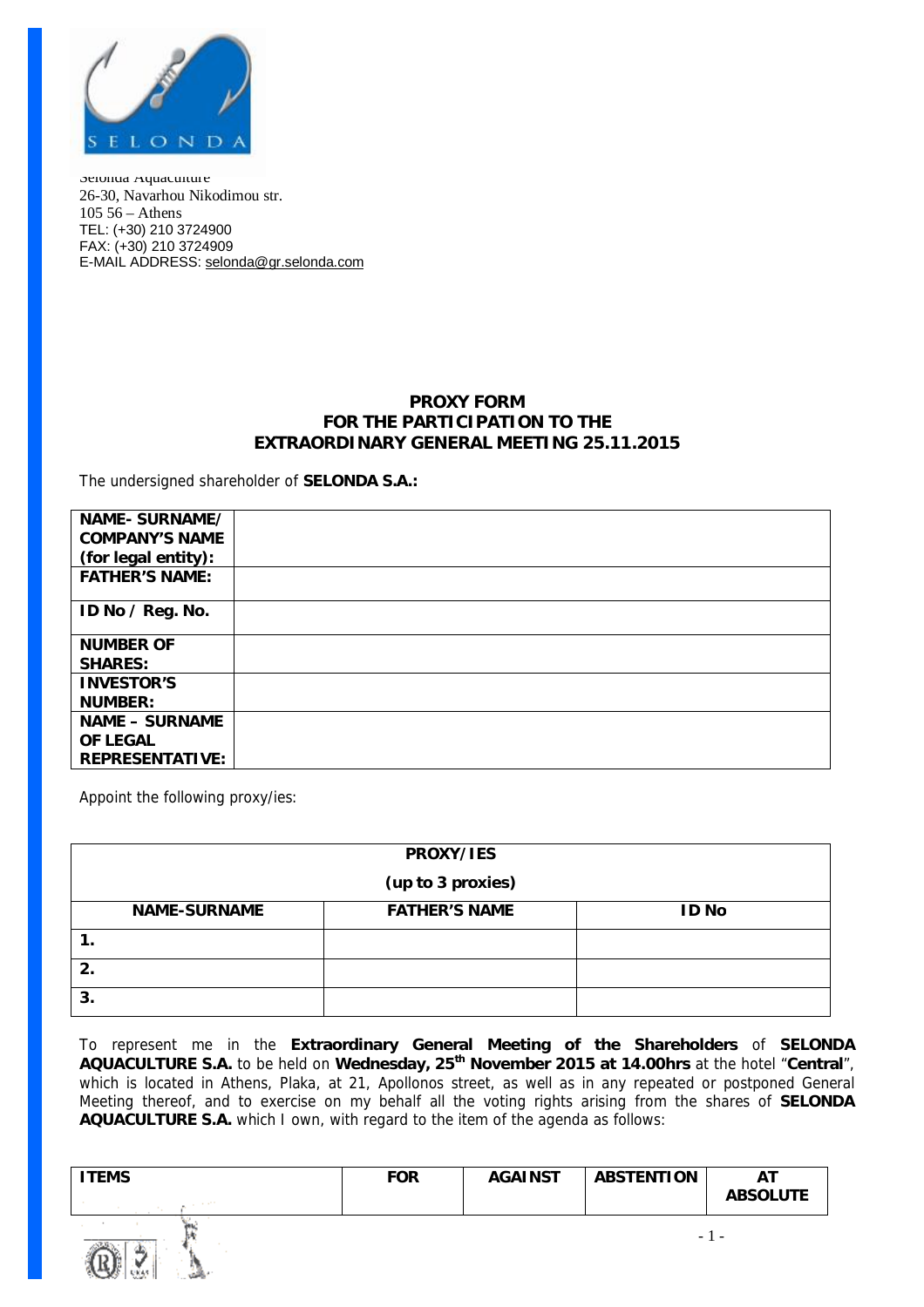Selonda Aquaculture
26-30, Navarhou Nikodimou str.
105 56 – Athens
TEL: (+30) 210 3724900
FAX: (+30) 210 3724909
E-MAIL ADDRESS: selonda@gr.selonda.com

## PROXY FORM
## FOR THE PARTICIPATION TO THE
## EXTRAORDINARY GENERAL MEETING 25.11.2015

The undersigned shareholder of **SELONDA S.A.:**

| | |
|---|---|
| **NAME- SURNAME/ COMPANY'S NAME (for legal entity):** | |
| **FATHER'S NAME:** | |
| **ID No / Reg. No.** | |
| **NUMBER OF SHARES:** | |
| **INVESTOR'S NUMBER:** | |
| **NAME – SURNAME OF LEGAL REPRESENTATIVE:** | |

Appoint the following proxy/ies:

| **PROXY/IES (up to 3 proxies)** | | |
|---|---|---|
| **NAME-SURNAME** | **FATHER'S NAME** | **ID No** |
| **1.** | | |
| **2.** | | |
| **3.** | | |

To represent me in the **Extraordinary General Meeting of the Shareholders** of **SELONDA AQUACULTURE S.A.** to be held on **Wednesday, 25th November 2015 at 14.00hrs** at the hotel "**Central**", which is located in Athens, Plaka, at 21, Apollonos street, as well as in any repeated or postponed General Meeting thereof, and to exercise on my behalf all the voting rights arising from the shares of **SELONDA AQUACULTURE S.A.** which I own, with regard to the item of the agenda as follows:

| **ITEMS** | **FOR** | **AGAINST** | **ABSTENTION** | **AT ABSOLUTE** |
|---|---|---|---|---|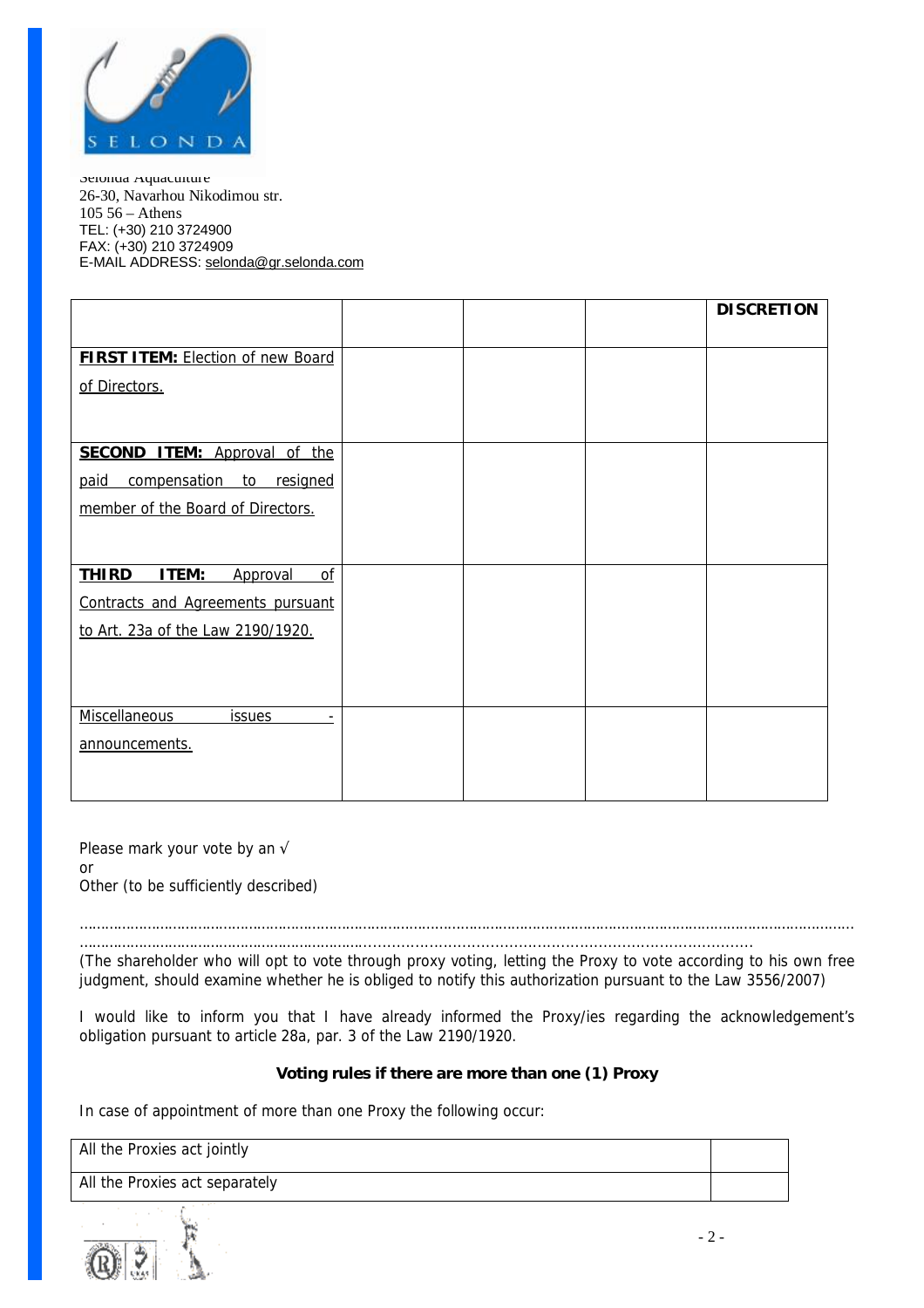Selonda Aquaculture
26-30, Navarhou Nikodimou str.
105 56 – Athens
TEL: (+30) 210 3724900
FAX: (+30) 210 3724909
E-MAIL ADDRESS: selonda@gr.selonda.com

| | | | | **DISCRETION** |
|---|---|---|---|---|
| **FIRST ITEM:** Election of new Board of Directors. | | | | |
| **SECOND ITEM:** Approval of the paid compensation to resigned member of the Board of Directors. | | | | |
| **THIRD ITEM:** Approval of Contracts and Agreements pursuant to Art. 23a of the Law 2190/1920. | | | | |
| Miscellaneous issues - announcements. | | | | |

Please mark your vote by an √
or
Other (to be sufficiently described)

…………………………………………………………………………………………………………………………………………………………
…………………………………………………………………………………………………………………………

(The shareholder who will opt to vote through proxy voting, letting the Proxy to vote according to his own free judgment, should examine whether he is obliged to notify this authorization pursuant to the Law 3556/2007)

I would like to inform you that I have already informed the Proxy/ies regarding the acknowledgement's obligation pursuant to article 28a, par. 3 of the Law 2190/1920.

**Voting rules if there are more than one (1) Proxy**

In case of appointment of more than one Proxy the following occur:

| | |
|---|---|
| All the Proxies act jointly | |
| All the Proxies act separately | |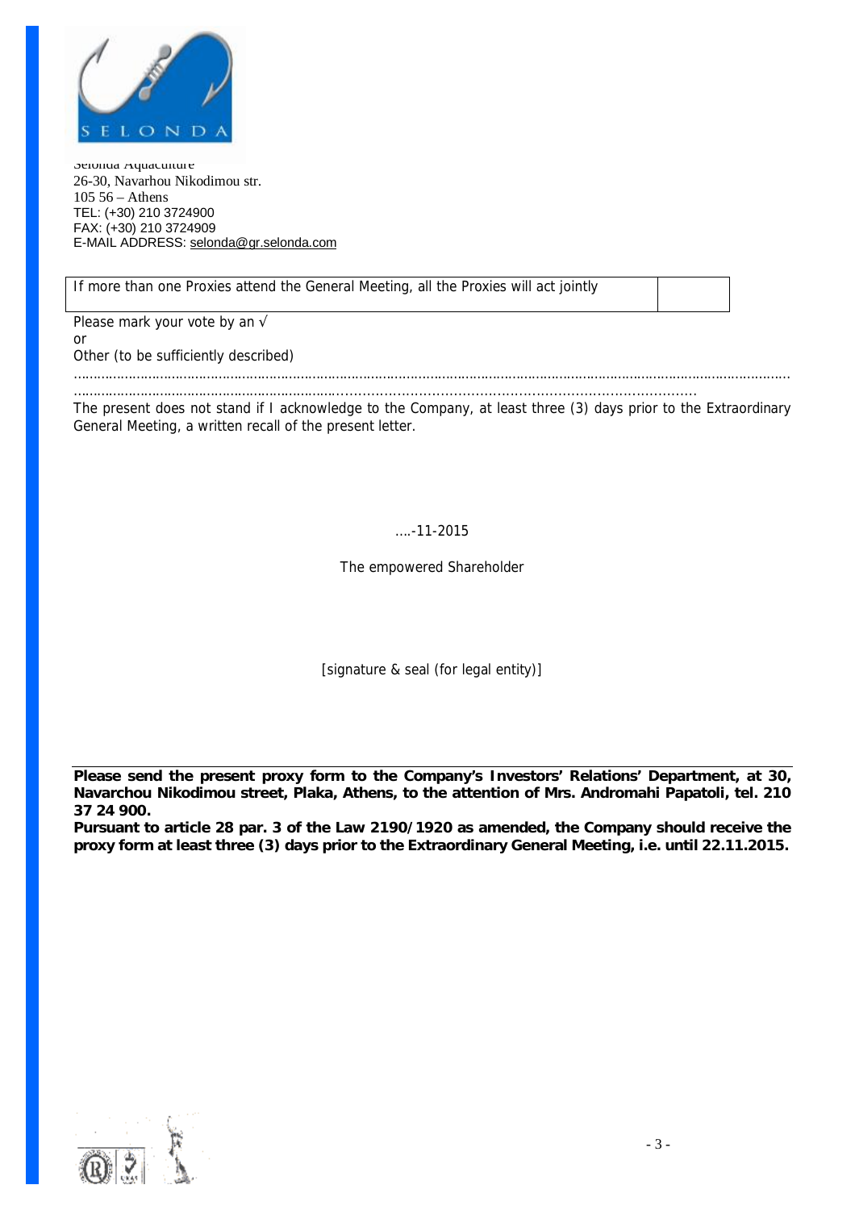Selonda Aquaculture
26-30, Navarhou Nikodimou str.
105 56 – Athens
TEL: (+30) 210 3724900
FAX: (+30) 210 3724909
E-MAIL ADDRESS: selonda@gr.selonda.com

| | |
|---|---|
| If more than one Proxies attend the General Meeting, all the Proxies will act jointly | |

Please mark your vote by an √

or

Other (to be sufficiently described)

.....................................................................................................................................................................

.....................................................................................................................................................

The present does not stand if I acknowledge to the Company, at least three (3) days prior to the Extraordinary General Meeting, a written recall of the present letter.

….-11-2015

The empowered Shareholder

[signature & seal (for legal entity)]

**Please send the present proxy form to the Company's Investors' Relations' Department, at 30, Navarchou Nikodimou street, Plaka, Athens, to the attention of Mrs. Andromahi Papatoli, tel. 210 37 24 900.**

**Pursuant to article 28 par. 3 of the Law 2190/1920 as amended, the Company should receive the proxy form at least three (3) days prior to the Extraordinary General Meeting, i.e. until 22.11.2015.**